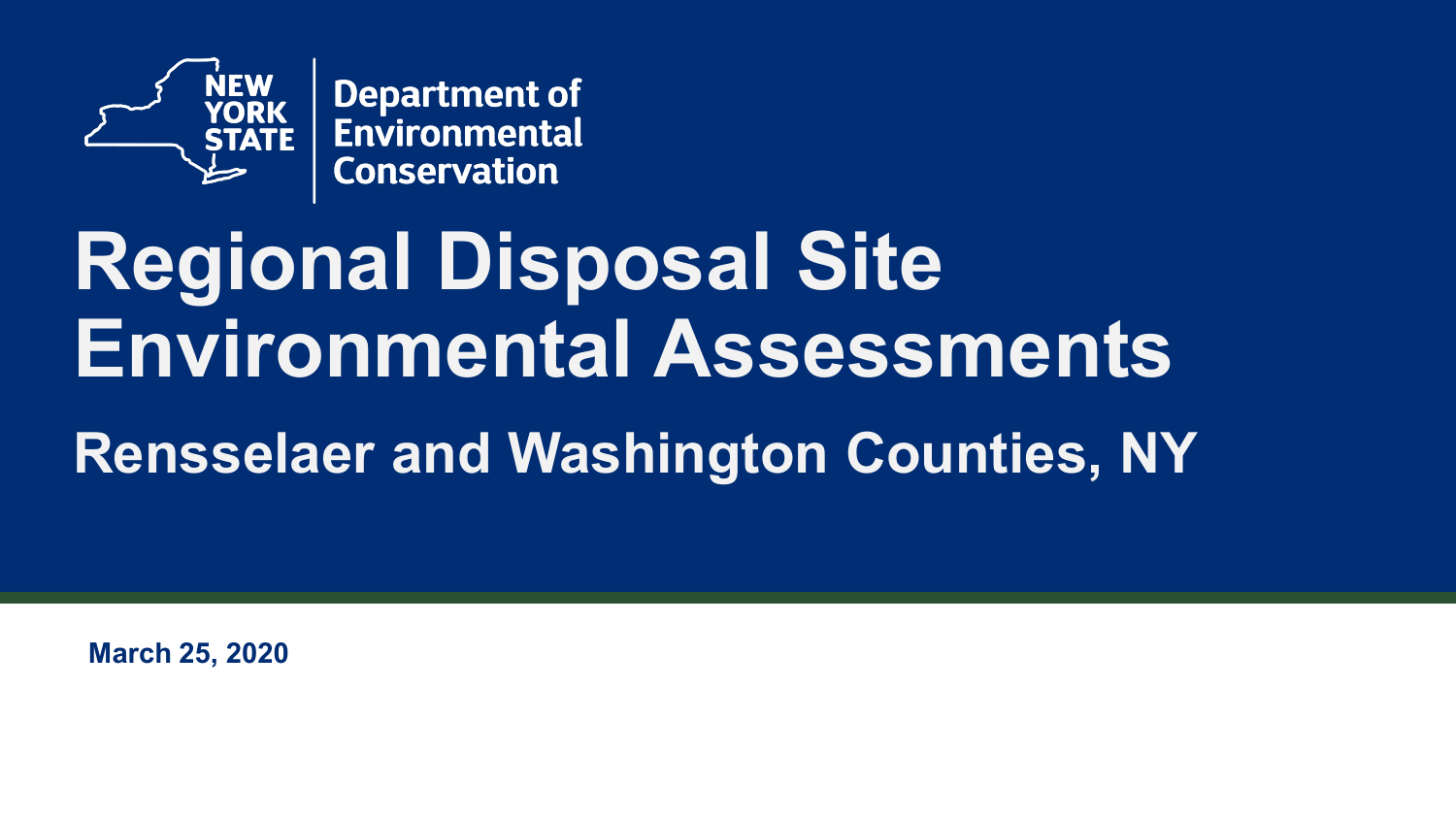New York State Department of Environmental Conservation

# Regional Disposal Site Environmental Assessments

## Rensselaer and Washington Counties, NY

**March 25, 2020**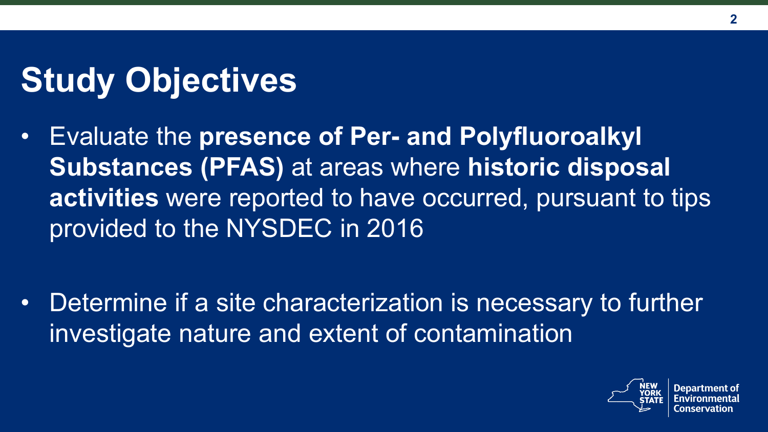# Study Objectives

- Evaluate the **presence of Per- and Polyfluoroalkyl Substances (PFAS)** at areas where **historic disposal activities** were reported to have occurred, pursuant to tips provided to the NYSDEC in 2016

- Determine if a site characterization is necessary to further investigate nature and extent of contamination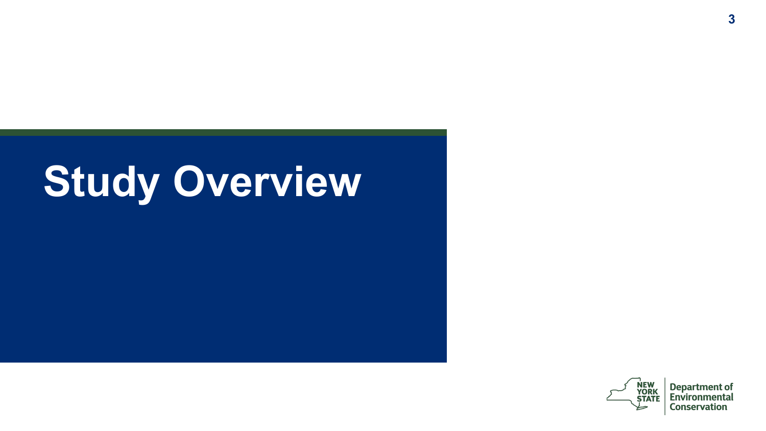# Study Overview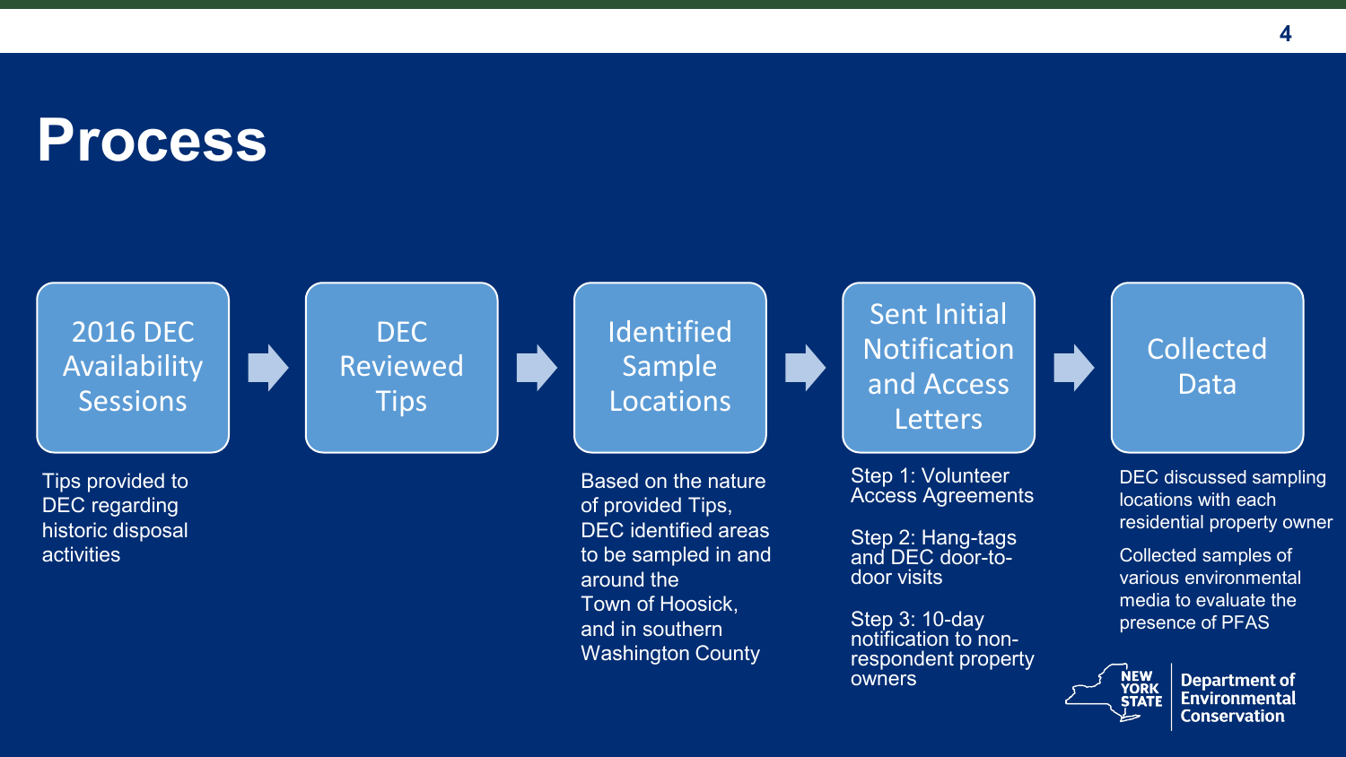# Process

1. **2016 DEC Availability Sessions**
   - Tips provided to DEC regarding historic disposal activities
2. **DEC Reviewed Tips**
3. **Identified Sample Locations**
   - Based on the nature of provided Tips, DEC identified areas to be sampled in and around the Town of Hoosick, and in southern Washington County
4. **Sent Initial Notification and Access Letters**
   - Step 1: Volunteer Access Agreements
   - Step 2: Hang-tags and DEC door-to-door visits
   - Step 3: 10-day notification to non-respondent property owners
5. **Collected Data**
   - DEC discussed sampling locations with each residential property owner
   - Collected samples of various environmental media to evaluate the presence of PFAS

New York State Department of Environmental Conservation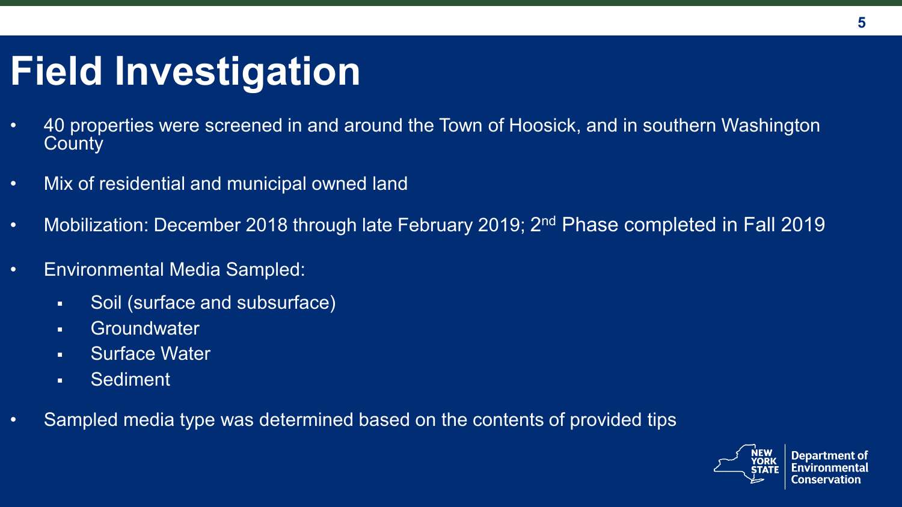# Field Investigation

- 40 properties were screened in and around the Town of Hoosick, and in southern Washington County
- Mix of residential and municipal owned land
- Mobilization: December 2018 through late February 2019; 2nd Phase completed in Fall 2019
- Environmental Media Sampled:
  - Soil (surface and subsurface)
  - Groundwater
  - Surface Water
  - Sediment
- Sampled media type was determined based on the contents of provided tips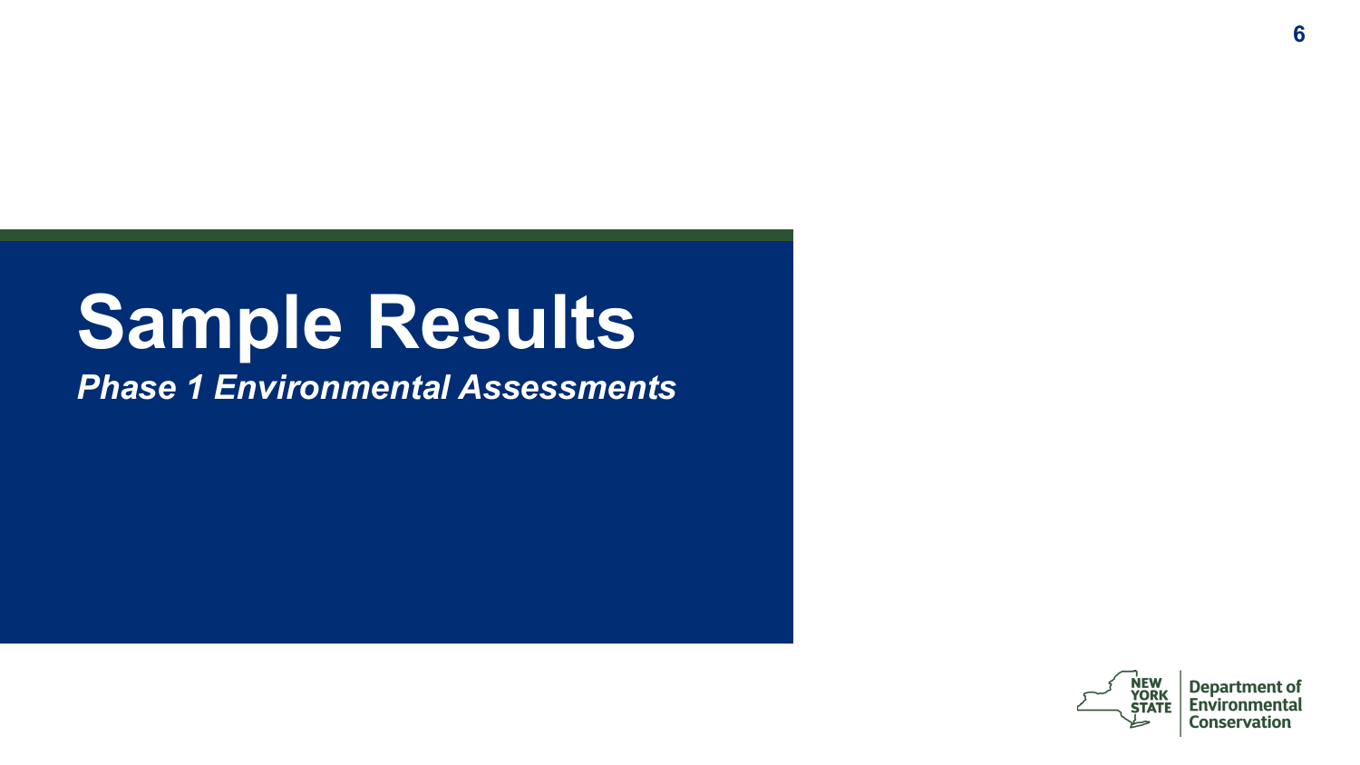# Sample Results

*Phase 1 Environmental Assessments*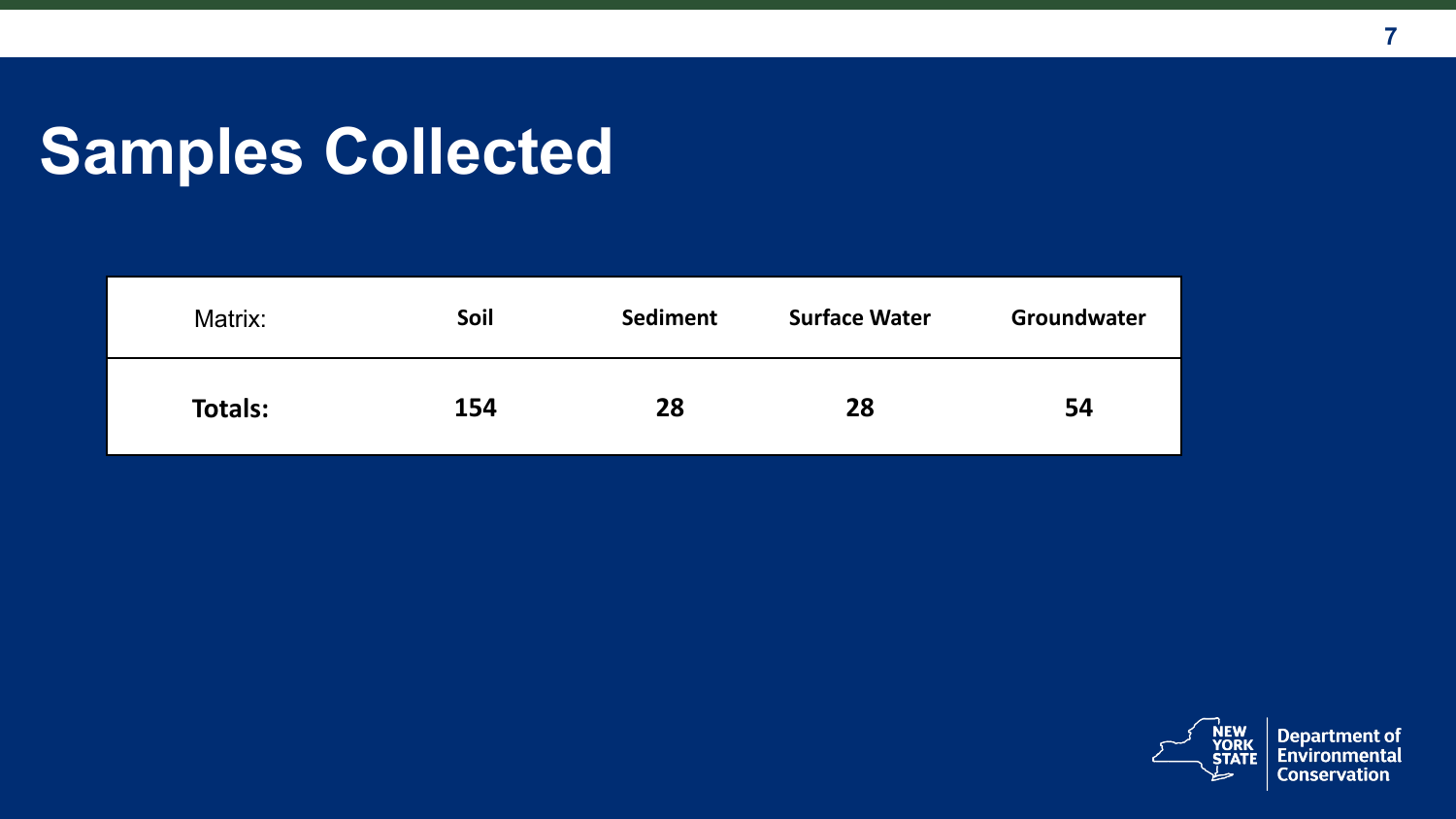# Samples Collected

| Matrix: | Soil | Sediment | Surface Water | Groundwater |
|---|---|---|---|---|
| **Totals:** | **154** | **28** | **28** | **54** |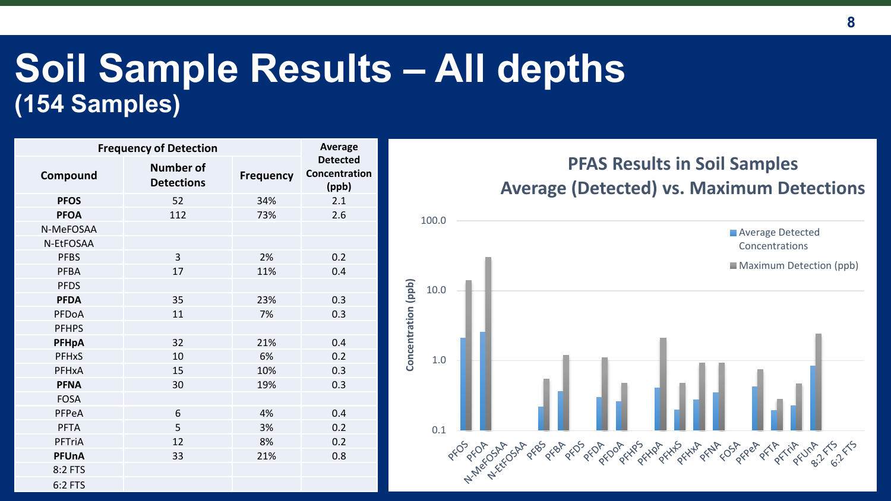# Soil Sample Results – All depths
## (154 Samples)

| Frequency of Detection | | | Average Detected Concentration (ppb) |
|---|---|---|---|
| **Compound** | **Number of Detections** | **Frequency** | |
| **PFOS** | 52 | 34% | 2.1 |
| **PFOA** | 112 | 73% | 2.6 |
| N-MeFOSAA | | | |
| N-EtFOSAA | | | |
| PFBS | 3 | 2% | 0.2 |
| PFBA | 17 | 11% | 0.4 |
| PFDS | | | |
| **PFDA** | 35 | 23% | 0.3 |
| PFDoA | 11 | 7% | 0.3 |
| PFHPS | | | |
| **PFHpA** | 32 | 21% | 0.4 |
| PFHxS | 10 | 6% | 0.2 |
| PFHxA | 15 | 10% | 0.3 |
| **PFNA** | 30 | 19% | 0.3 |
| FOSA | | | |
| PFPeA | 6 | 4% | 0.4 |
| PFTA | 5 | 3% | 0.2 |
| PFTriA | 12 | 8% | 0.2 |
| **PFUnA** | 33 | 21% | 0.8 |
| 8:2 FTS | | | |
| 6:2 FTS | | | |

**PFAS Results in Soil Samples — Average (Detected) vs. Maximum Detections**

Concentration (ppb): 0.1, 1.0, 10.0, 100.0

Legend: Average Detected Concentrations; Maximum Detection (ppb)

PFOS, PFOA, N-MeFOSAA, N-EtFOSAA, PFBS, PFBA, PFDS, PFDA, PFDoA, PFHPS, PFHpA, PFHxS, PFHxA, PFNA, FOSA, PFPeA, PFTA, PFTriA, PFUnA, 8:2 FTS, 6:2 FTS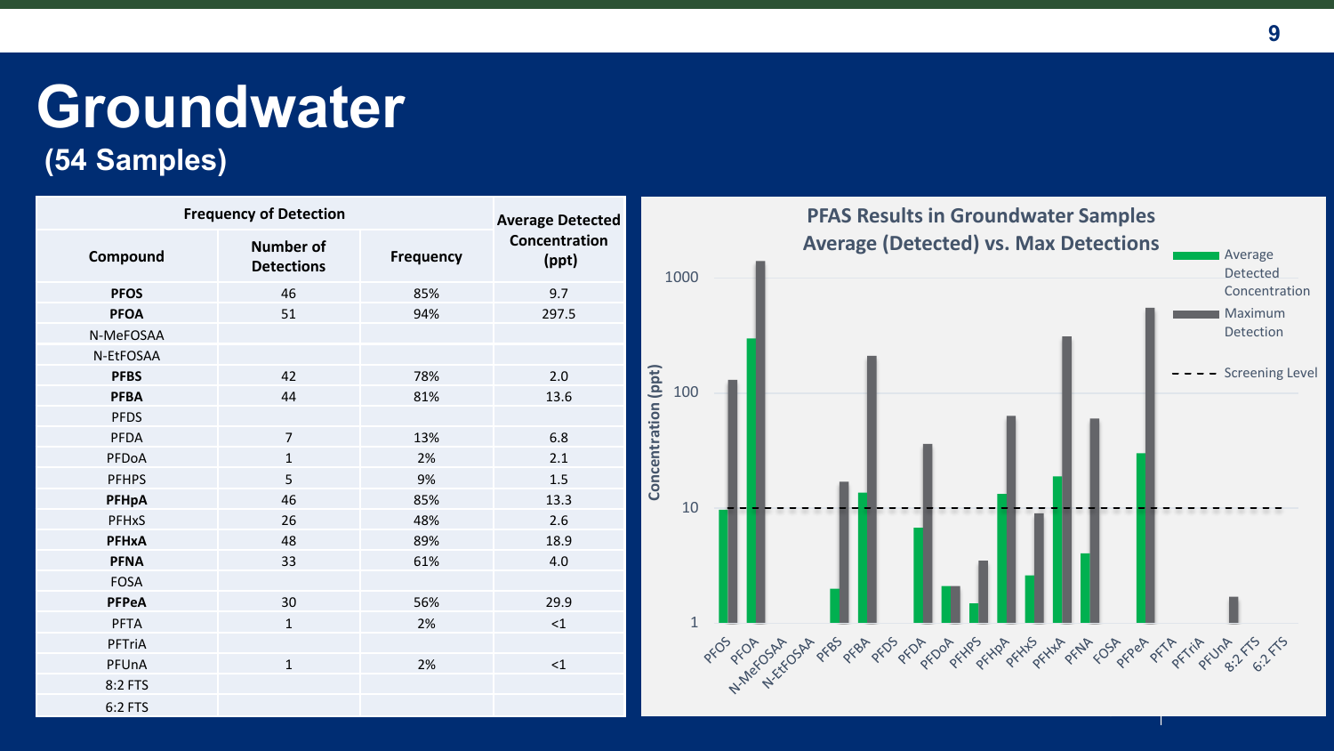# Groundwater

## (54 Samples)

| Frequency of Detection | | | Average Detected Concentration (ppt) |
|---|---|---|---|
| **Compound** | **Number of Detections** | **Frequency** | |
| **PFOS** | 46 | 85% | 9.7 |
| **PFOA** | 51 | 94% | 297.5 |
| N-MeFOSAA | | | |
| N-EtFOSAA | | | |
| **PFBS** | 42 | 78% | 2.0 |
| **PFBA** | 44 | 81% | 13.6 |
| PFDS | | | |
| PFDA | 7 | 13% | 6.8 |
| PFDoA | 1 | 2% | 2.1 |
| PFHPS | 5 | 9% | 1.5 |
| **PFHpA** | 46 | 85% | 13.3 |
| PFHxS | 26 | 48% | 2.6 |
| **PFHxA** | 48 | 89% | 18.9 |
| **PFNA** | 33 | 61% | 4.0 |
| FOSA | | | |
| **PFPeA** | 30 | 56% | 29.9 |
| PFTA | 1 | 2% | <1 |
| PFTriA | | | |
| PFUnA | 1 | 2% | <1 |
| 8:2 FTS | | | |
| 6:2 FTS | | | |

**PFAS Results in Groundwater Samples Average (Detected) vs. Max Detections**

Legend: Average Detected Concentration; Maximum Detection; Screening Level

Y-axis: Concentration (ppt) — 1, 10, 100, 1000

X-axis: PFOS, PFOA, N-MeFOSAA, N-EtFOSAA, PFBS, PFBA, PFDS, PFDA, PFDoA, PFHPS, PFHpA, PFHxS, PFHxA, PFNA, FOSA, PFPeA, PFTA, PFTriA, PFUnA, 8:2 FTS, 6:2 FTS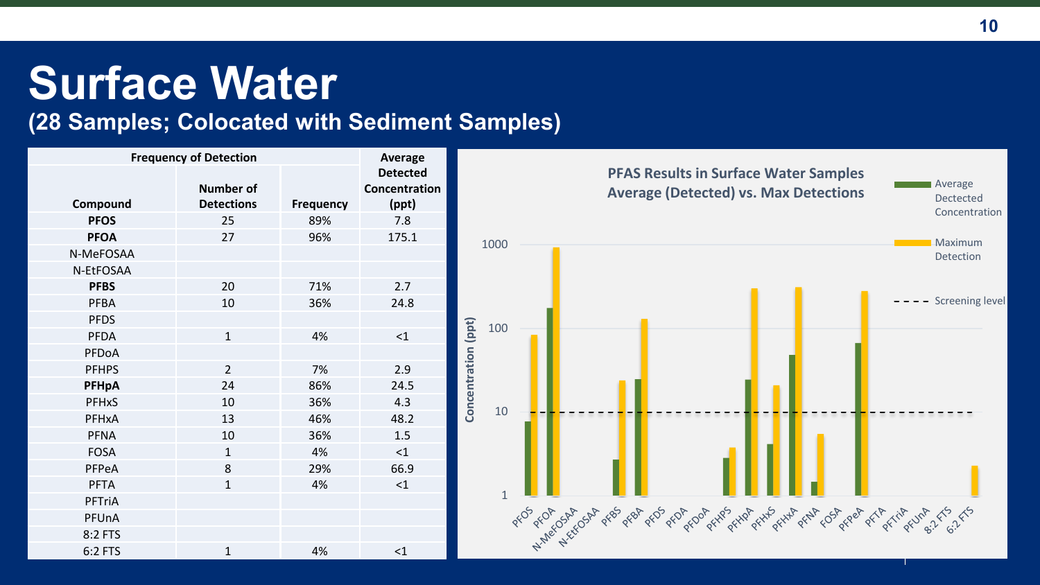# Surface Water

## (28 Samples; Colocated with Sediment Samples)

| Frequency of Detection | | | Average Detected Concentration (ppt) |
|---|---|---|---|
| Compound | Number of Detections | Frequency | |
| **PFOS** | 25 | 89% | 7.8 |
| **PFOA** | 27 | 96% | 175.1 |
| N-MeFOSAA | | | |
| N-EtFOSAA | | | |
| **PFBS** | 20 | 71% | 2.7 |
| PFBA | 10 | 36% | 24.8 |
| PFDS | | | |
| PFDA | 1 | 4% | <1 |
| PFDoA | | | |
| PFHPS | 2 | 7% | 2.9 |
| **PFHpA** | 24 | 86% | 24.5 |
| PFHxS | 10 | 36% | 4.3 |
| PFHxA | 13 | 46% | 48.2 |
| PFNA | 10 | 36% | 1.5 |
| FOSA | 1 | 4% | <1 |
| PFPeA | 8 | 29% | 66.9 |
| PFTA | 1 | 4% | <1 |
| PFTriA | | | |
| PFUnA | | | |
| 8:2 FTS | | | |
| 6:2 FTS | 1 | 4% | <1 |

**PFAS Results in Surface Water Samples Average (Detected) vs. Max Detections**

Legend: Average Dectected Concentration; Maximum Detection; Screening level

Concentration (ppt): 1, 10, 100, 1000

PFOS, PFOA, N-MeFOSAA, N-EtFOSAA, PFBS, PFBA, PFDS, PFDA, PFDoA, PFHPS, PFHpA, PFHxS, PFHxA, PFNA, FOSA, PFPeA, PFTA, PFTriA, PFUnA, 8:2 FTS, 6:2 FTS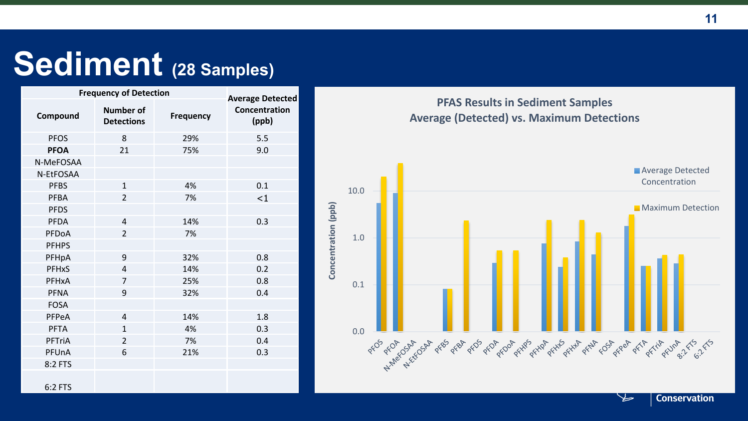# Sediment (28 Samples)

| Compound | Frequency of Detection | | Average Detected Concentration (ppb) |
|---|---|---|---|
| | Number of Detections | Frequency | |
| PFOS | 8 | 29% | 5.5 |
| **PFOA** | 21 | 75% | 9.0 |
| N-MeFOSAA | | | |
| N-EtFOSAA | | | |
| PFBS | 1 | 4% | 0.1 |
| PFBA | 2 | 7% | <1 |
| PFDS | | | |
| PFDA | 4 | 14% | 0.3 |
| PFDoA | 2 | 7% | |
| PFHPS | | | |
| PFHpA | 9 | 32% | 0.8 |
| PFHxS | 4 | 14% | 0.2 |
| PFHxA | 7 | 25% | 0.8 |
| PFNA | 9 | 32% | 0.4 |
| FOSA | | | |
| PFPeA | 4 | 14% | 1.8 |
| PFTA | 1 | 4% | 0.3 |
| PFTriA | 2 | 7% | 0.4 |
| PFUnA | 6 | 21% | 0.3 |
| 8:2 FTS | | | |
| 6:2 FTS | | | |

**PFAS Results in Sediment Samples**
**Average (Detected) vs. Maximum Detections**

Legend: Average Detected Concentration; Maximum Detection

Concentration (ppb): 0.0, 0.1, 1.0, 10.0

PFOS, PFOA, N-MeFOSAA, N-EtFOSAA, PFBS, PFBA, PFDS, PFDA, PFDoA, PFHPS, PFHpA, PFHxS, PFHxA, PFNA, FOSA, PFPeA, PFTA, PFTriA, PFUnA, 8:2 FTS, 6:2 FTS

Conservation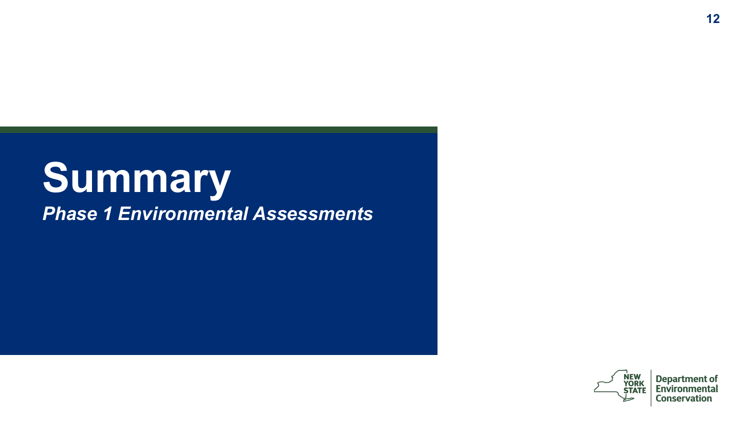# Summary

***Phase 1 Environmental Assessments***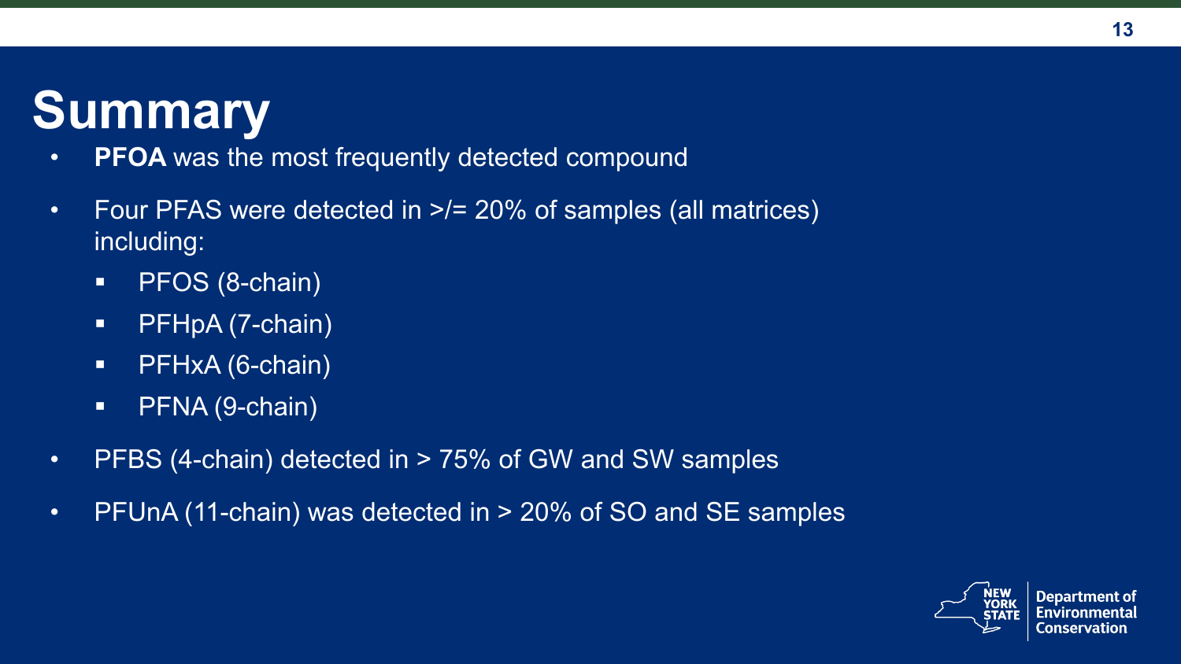# Summary

- **PFOA** was the most frequently detected compound
- Four PFAS were detected in >/= 20% of samples (all matrices) including:
  - PFOS (8-chain)
  - PFHpA (7-chain)
  - PFHxA (6-chain)
  - PFNA (9-chain)
- PFBS (4-chain) detected in > 75% of GW and SW samples
- PFUnA (11-chain) was detected in > 20% of SO and SE samples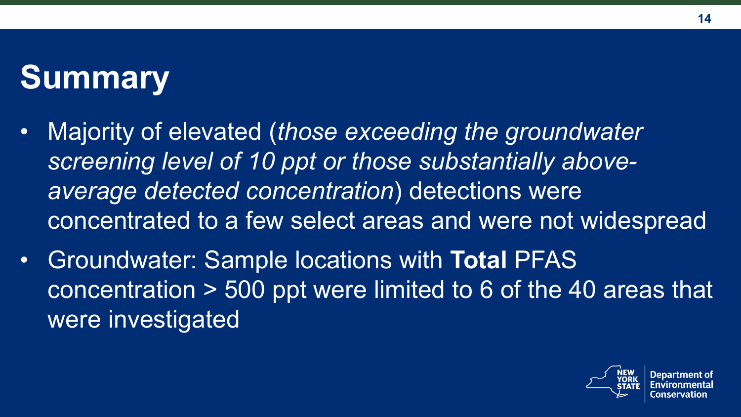# Summary

- Majority of elevated (*those exceeding the groundwater screening level of 10 ppt or those substantially above-average detected concentration*) detections were concentrated to a few select areas and were not widespread
- Groundwater: Sample locations with **Total** PFAS concentration > 500 ppt were limited to 6 of the 40 areas that were investigated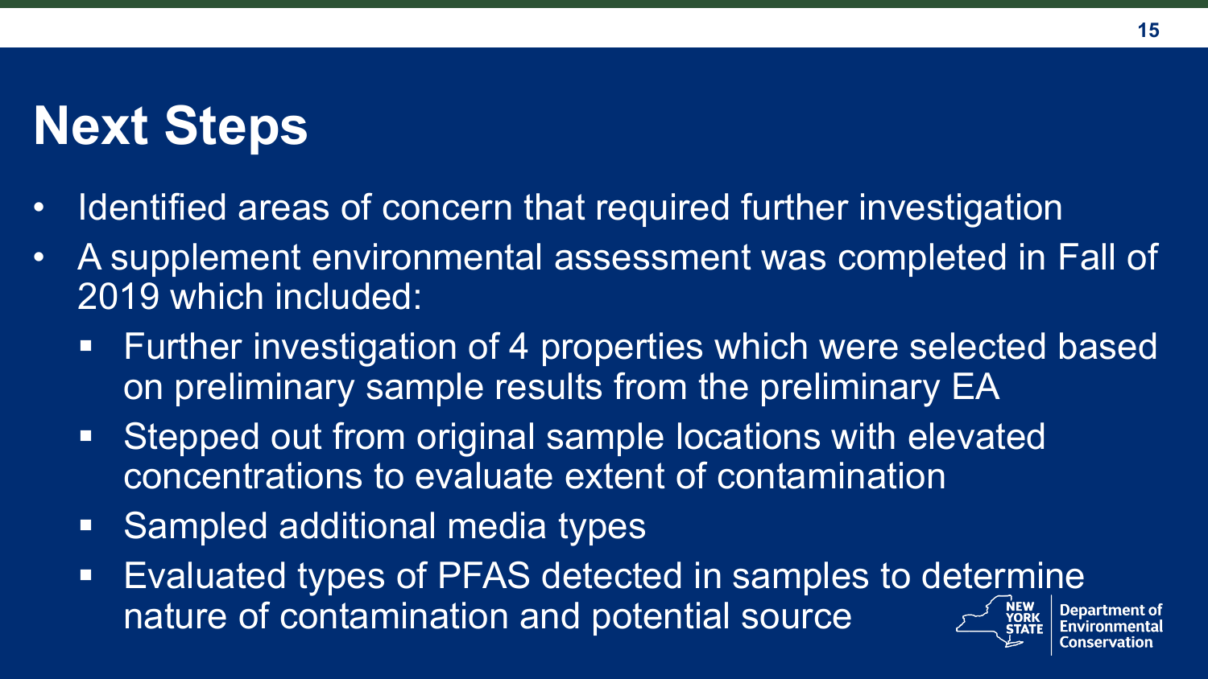# Next Steps

- Identified areas of concern that required further investigation
- A supplement environmental assessment was completed in Fall of 2019 which included:
  - Further investigation of 4 properties which were selected based on preliminary sample results from the preliminary EA
  - Stepped out from original sample locations with elevated concentrations to evaluate extent of contamination
  - Sampled additional media types
  - Evaluated types of PFAS detected in samples to determine nature of contamination and potential source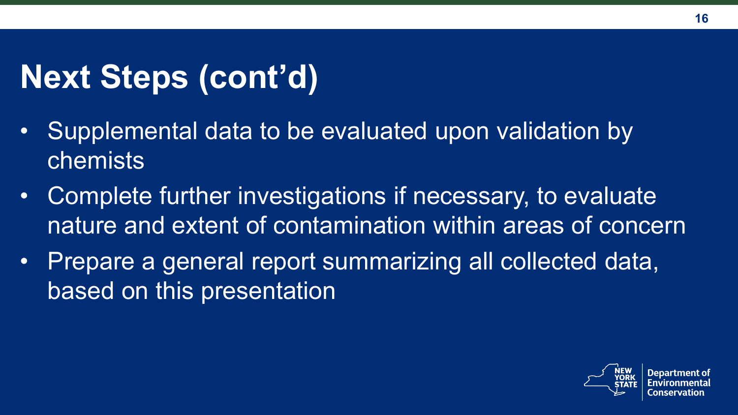# Next Steps (cont’d)

- Supplemental data to be evaluated upon validation by chemists
- Complete further investigations if necessary, to evaluate nature and extent of contamination within areas of concern
- Prepare a general report summarizing all collected data, based on this presentation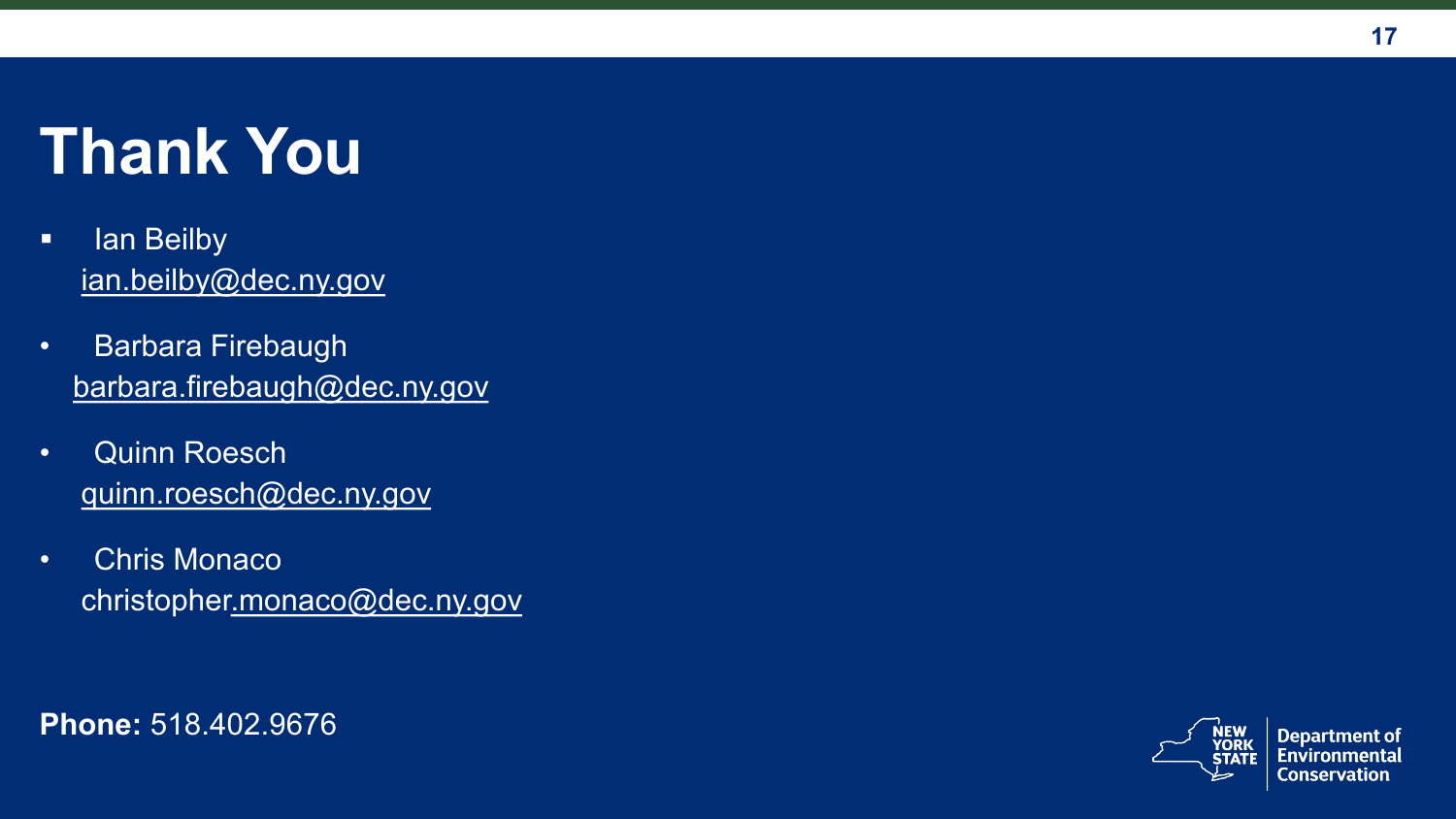# Thank You

- Ian Beilby
  ian.beilby@dec.ny.gov
- Barbara Firebaugh
  barbara.firebaugh@dec.ny.gov
- Quinn Roesch
  quinn.roesch@dec.ny.gov
- Chris Monaco
  christopher.monaco@dec.ny.gov

**Phone:** 518.402.9676

NEW YORK STATE | Department of Environmental Conservation